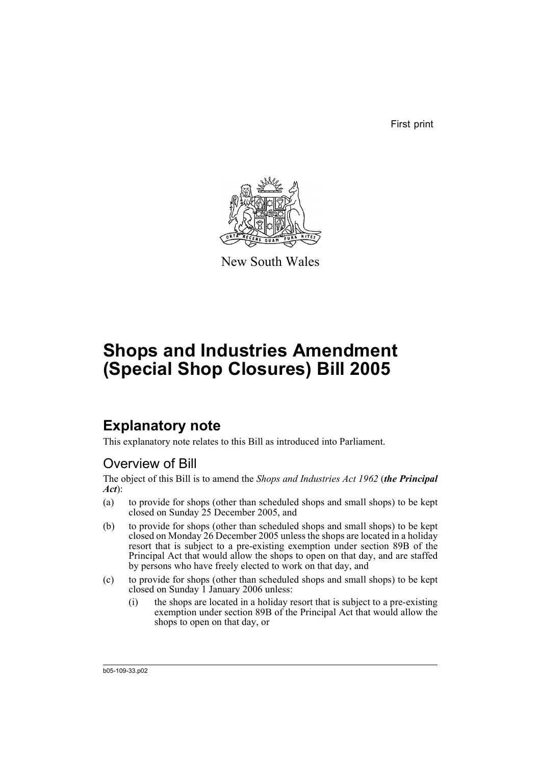First print

New South Wales

# Shops and Industries Amendment (Special Shop Closures) Bill 2005

## Explanatory note

This explanatory note relates to this Bill as introduced into Parliament.

### Overview of Bill

The object of this Bill is to amend the *Shops and Industries Act 1962* (***the Principal Act***):

(a) to provide for shops (other than scheduled shops and small shops) to be kept closed on Sunday 25 December 2005, and

(b) to provide for shops (other than scheduled shops and small shops) to be kept closed on Monday 26 December 2005 unless the shops are located in a holiday resort that is subject to a pre-existing exemption under section 89B of the Principal Act that would allow the shops to open on that day, and are staffed by persons who have freely elected to work on that day, and

(c) to provide for shops (other than scheduled shops and small shops) to be kept closed on Sunday 1 January 2006 unless:

(i) the shops are located in a holiday resort that is subject to a pre-existing exemption under section 89B of the Principal Act that would allow the shops to open on that day, or

b05-109-33.p02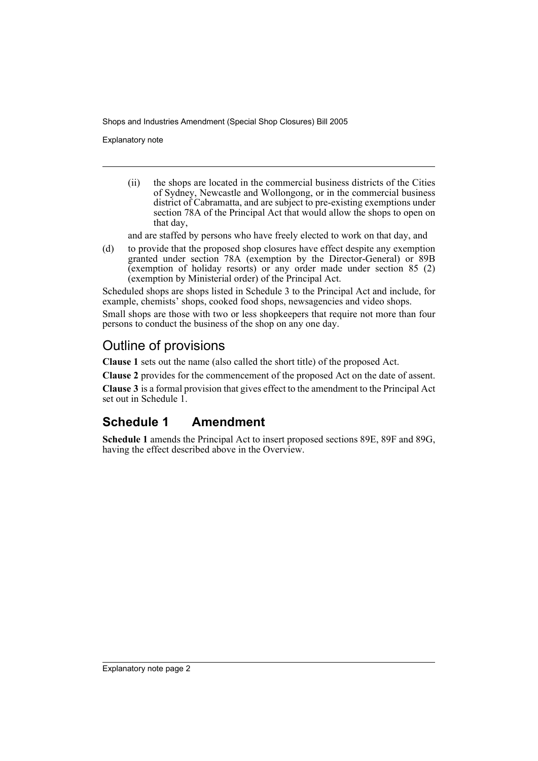(ii) the shops are located in the commercial business districts of the Cities of Sydney, Newcastle and Wollongong, or in the commercial business district of Cabramatta, and are subject to pre-existing exemptions under section 78A of the Principal Act that would allow the shops to open on that day,

and are staffed by persons who have freely elected to work on that day, and

(d) to provide that the proposed shop closures have effect despite any exemption granted under section 78A (exemption by the Director-General) or 89B (exemption of holiday resorts) or any order made under section 85 (2) (exemption by Ministerial order) of the Principal Act.

Scheduled shops are shops listed in Schedule 3 to the Principal Act and include, for example, chemists' shops, cooked food shops, newsagencies and video shops.

Small shops are those with two or less shopkeepers that require not more than four persons to conduct the business of the shop on any one day.

## Outline of provisions

**Clause 1** sets out the name (also called the short title) of the proposed Act.

**Clause 2** provides for the commencement of the proposed Act on the date of assent.

**Clause 3** is a formal provision that gives effect to the amendment to the Principal Act set out in Schedule 1.

## Schedule 1 Amendment

**Schedule 1** amends the Principal Act to insert proposed sections 89E, 89F and 89G, having the effect described above in the Overview.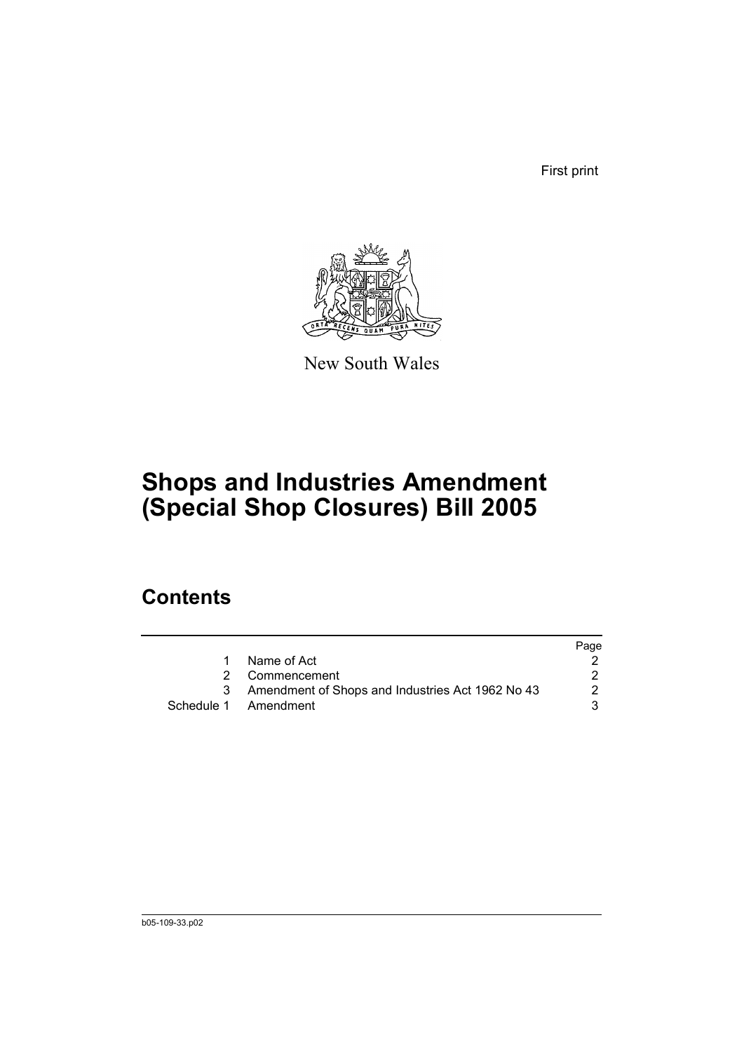First print

New South Wales

# Shops and Industries Amendment (Special Shop Closures) Bill 2005

## Contents

| | | Page |
|---|---|---|
| 1 | Name of Act | 2 |
| 2 | Commencement | 2 |
| 3 | Amendment of Shops and Industries Act 1962 No 43 | 2 |
| Schedule 1 | Amendment | 3 |

b05-109-33.p02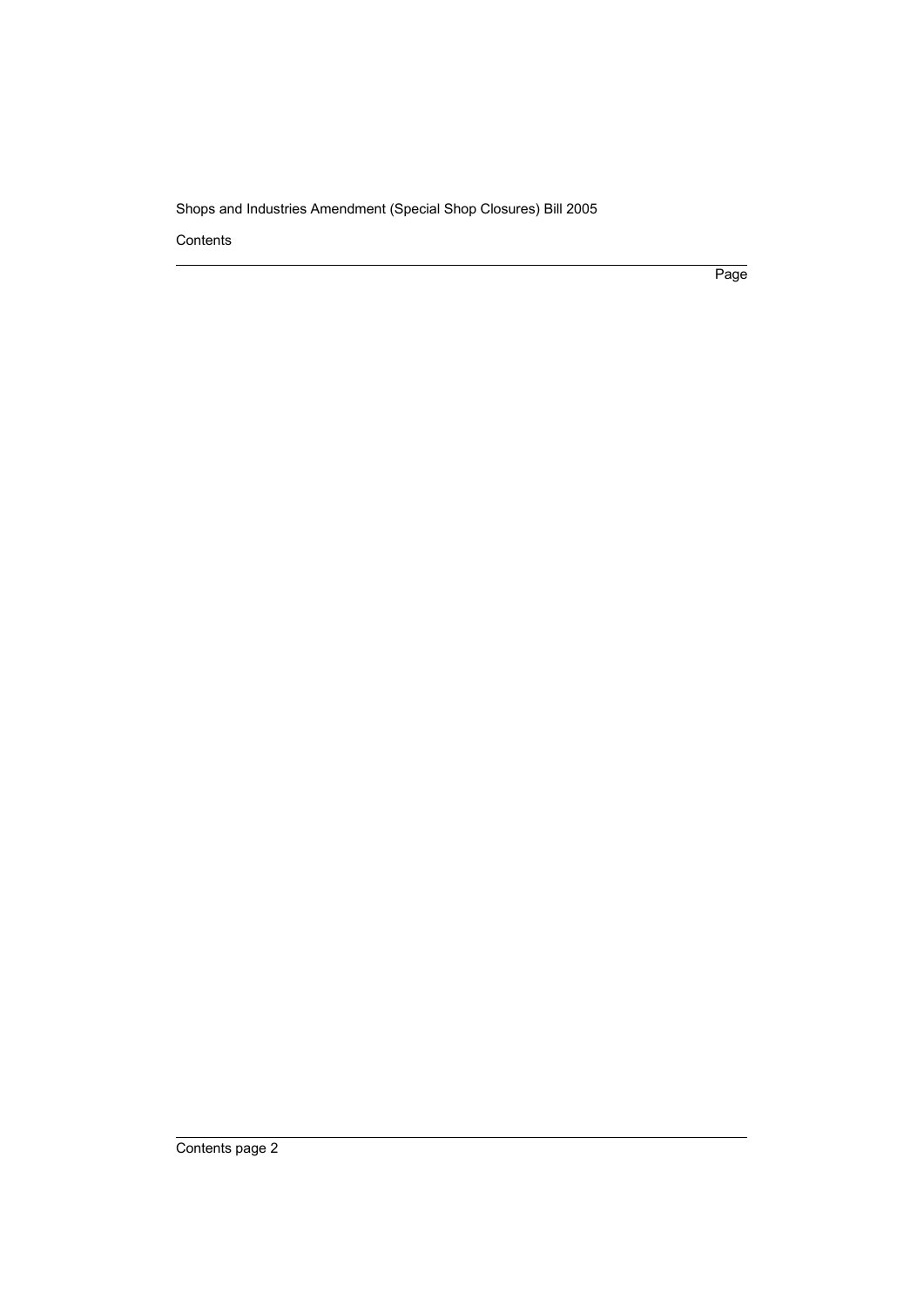Contents

Page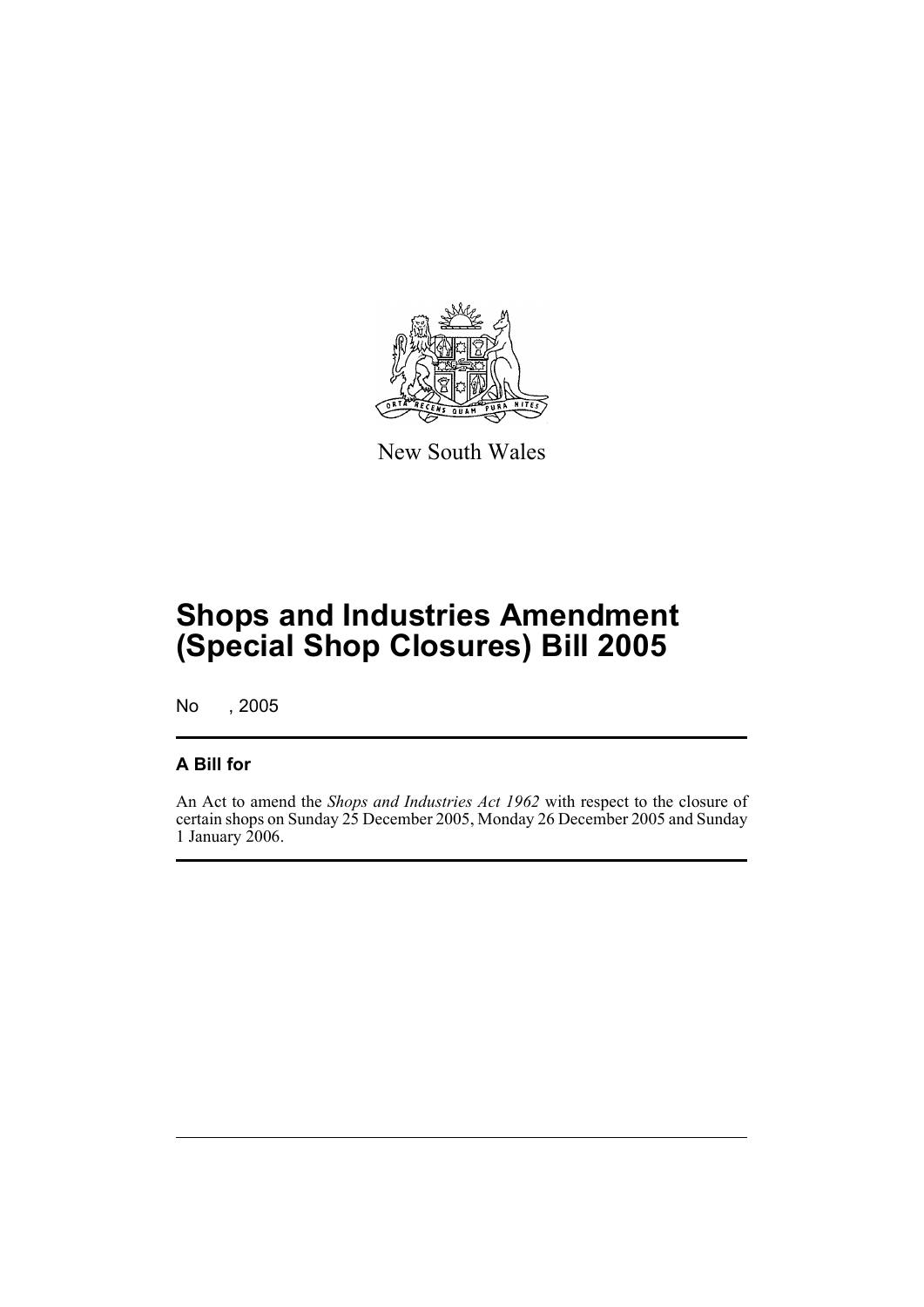New South Wales

# Shops and Industries Amendment (Special Shop Closures) Bill 2005

No , 2005

### A Bill for

An Act to amend the *Shops and Industries Act 1962* with respect to the closure of certain shops on Sunday 25 December 2005, Monday 26 December 2005 and Sunday 1 January 2006.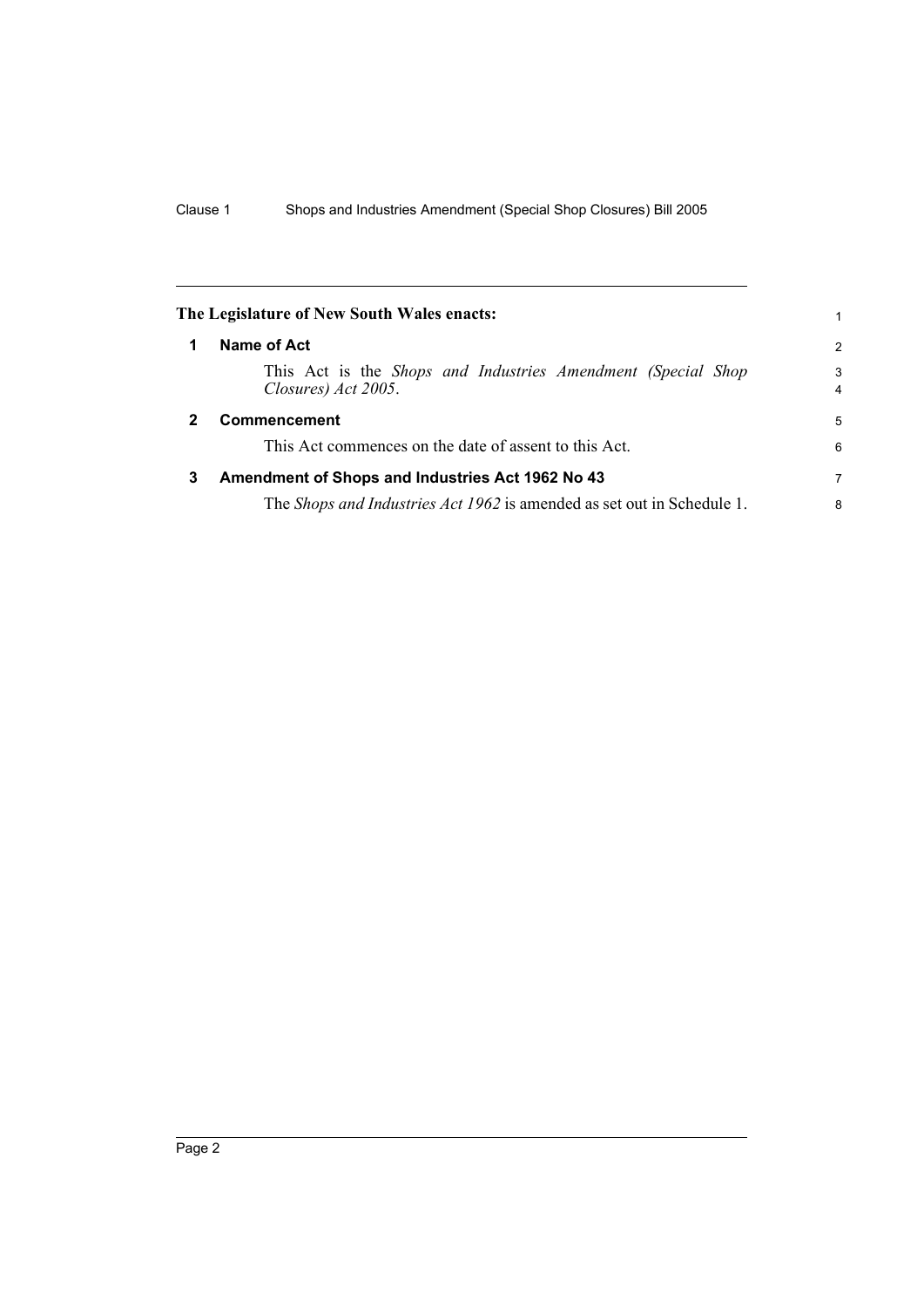**The Legislature of New South Wales enacts:**

## 1 Name of Act

This Act is the *Shops and Industries Amendment (Special Shop Closures) Act 2005*.

## 2 Commencement

This Act commences on the date of assent to this Act.

## 3 Amendment of Shops and Industries Act 1962 No 43

The *Shops and Industries Act 1962* is amended as set out in Schedule 1.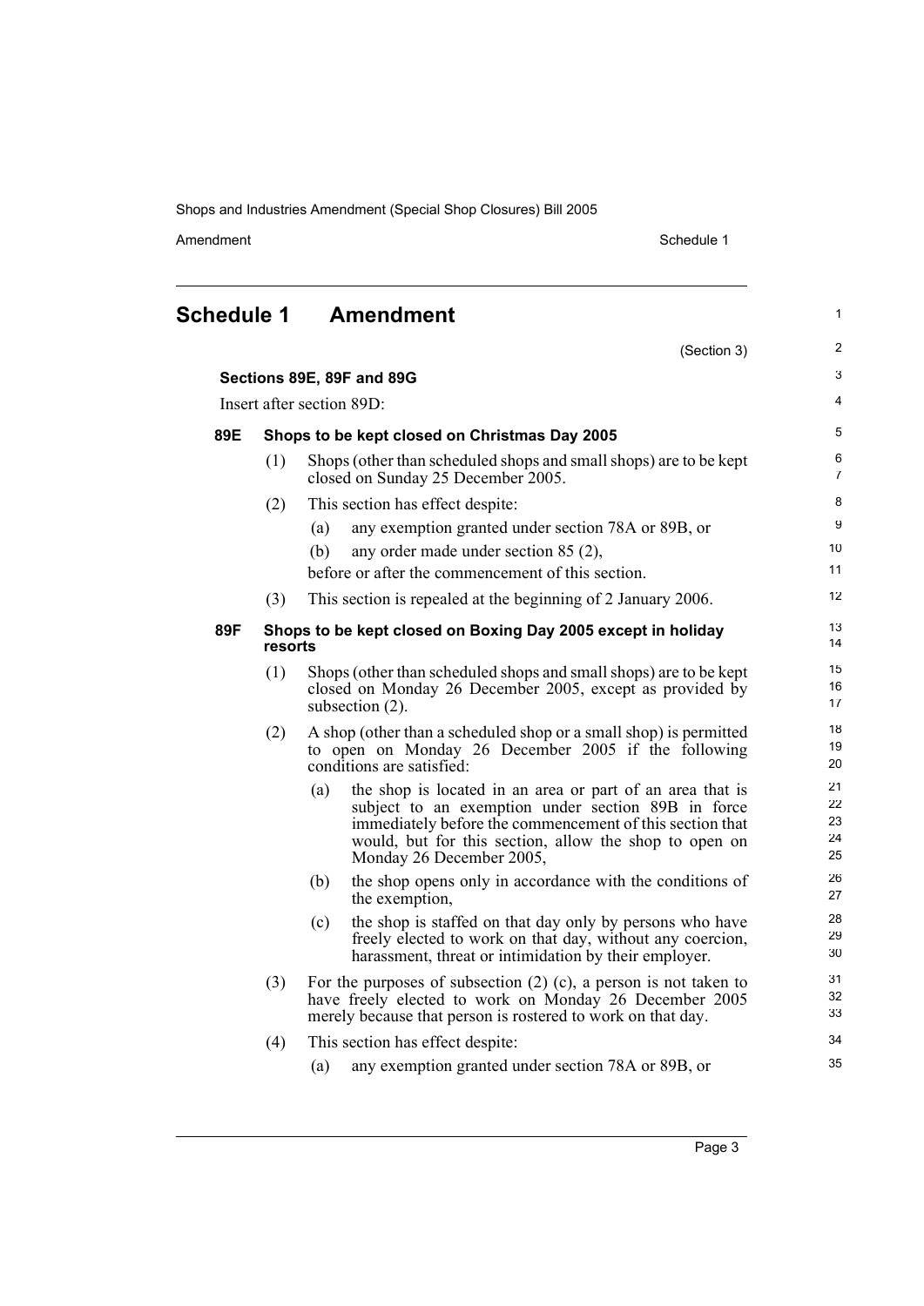# Schedule 1 Amendment

(Section 3)

### Sections 89E, 89F and 89G

Insert after section 89D:

#### 89E Shops to be kept closed on Christmas Day 2005

(1) Shops (other than scheduled shops and small shops) are to be kept closed on Sunday 25 December 2005.

(2) This section has effect despite:

- (a) any exemption granted under section 78A or 89B, or
- (b) any order made under section 85 (2),

before or after the commencement of this section.

(3) This section is repealed at the beginning of 2 January 2006.

#### 89F Shops to be kept closed on Boxing Day 2005 except in holiday resorts

(1) Shops (other than scheduled shops and small shops) are to be kept closed on Monday 26 December 2005, except as provided by subsection (2).

(2) A shop (other than a scheduled shop or a small shop) is permitted to open on Monday 26 December 2005 if the following conditions are satisfied:

- (a) the shop is located in an area or part of an area that is subject to an exemption under section 89B in force immediately before the commencement of this section that would, but for this section, allow the shop to open on Monday 26 December 2005,
- (b) the shop opens only in accordance with the conditions of the exemption,
- (c) the shop is staffed on that day only by persons who have freely elected to work on that day, without any coercion, harassment, threat or intimidation by their employer.

(3) For the purposes of subsection (2) (c), a person is not taken to have freely elected to work on Monday 26 December 2005 merely because that person is rostered to work on that day.

(4) This section has effect despite:

- (a) any exemption granted under section 78A or 89B, or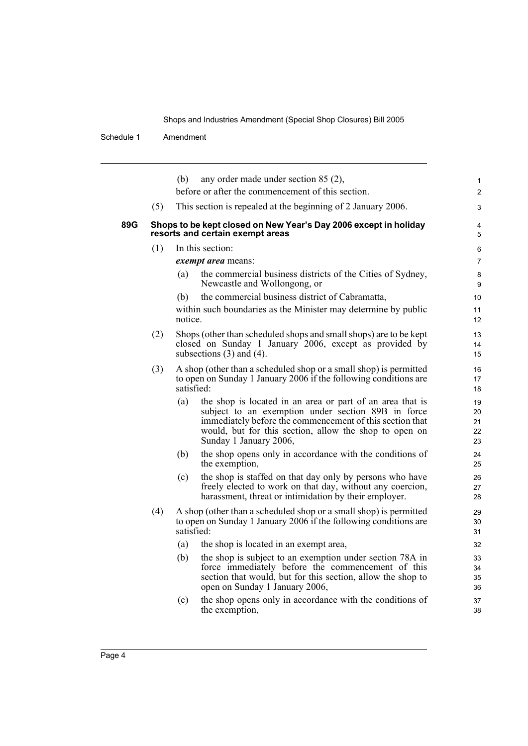(b) any order made under section 85 (2),

before or after the commencement of this section.

(5) This section is repealed at the beginning of 2 January 2006.

### 89G Shops to be kept closed on New Year's Day 2006 except in holiday resorts and certain exempt areas

(1) In this section:

***exempt area*** means:

(a) the commercial business districts of the Cities of Sydney, Newcastle and Wollongong, or

(b) the commercial business district of Cabramatta,

within such boundaries as the Minister may determine by public notice.

(2) Shops (other than scheduled shops and small shops) are to be kept closed on Sunday 1 January 2006, except as provided by subsections (3) and (4).

(3) A shop (other than a scheduled shop or a small shop) is permitted to open on Sunday 1 January 2006 if the following conditions are satisfied:

(a) the shop is located in an area or part of an area that is subject to an exemption under section 89B in force immediately before the commencement of this section that would, but for this section, allow the shop to open on Sunday 1 January 2006,

(b) the shop opens only in accordance with the conditions of the exemption,

(c) the shop is staffed on that day only by persons who have freely elected to work on that day, without any coercion, harassment, threat or intimidation by their employer.

(4) A shop (other than a scheduled shop or a small shop) is permitted to open on Sunday 1 January 2006 if the following conditions are satisfied:

(a) the shop is located in an exempt area,

(b) the shop is subject to an exemption under section 78A in force immediately before the commencement of this section that would, but for this section, allow the shop to open on Sunday 1 January 2006,

(c) the shop opens only in accordance with the conditions of the exemption,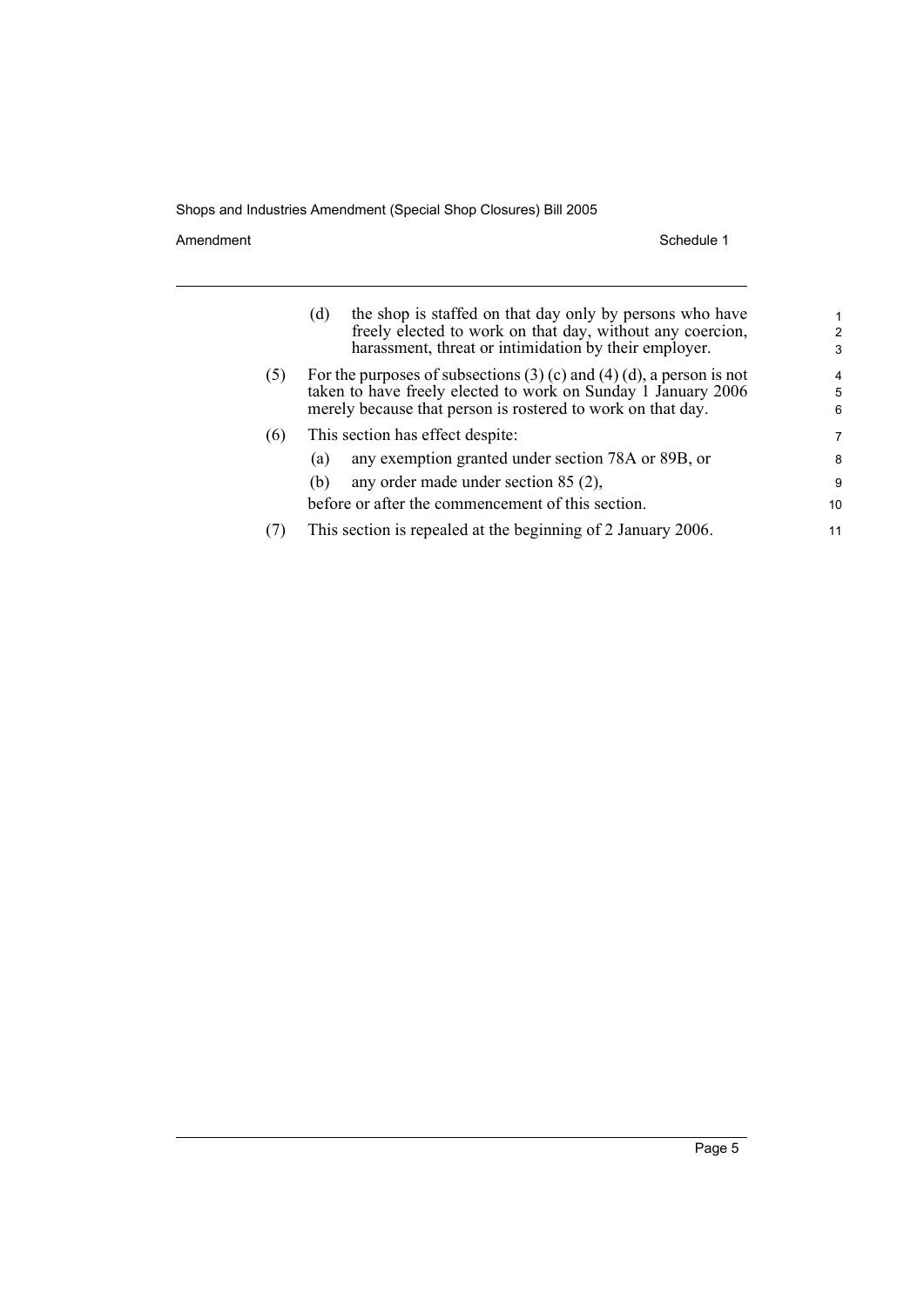(d) the shop is staffed on that day only by persons who have freely elected to work on that day, without any coercion, harassment, threat or intimidation by their employer.

(5) For the purposes of subsections (3) (c) and (4) (d), a person is not taken to have freely elected to work on Sunday 1 January 2006 merely because that person is rostered to work on that day.

(6) This section has effect despite:

(a) any exemption granted under section 78A or 89B, or

(b) any order made under section 85 (2),

before or after the commencement of this section.

(7) This section is repealed at the beginning of 2 January 2006.